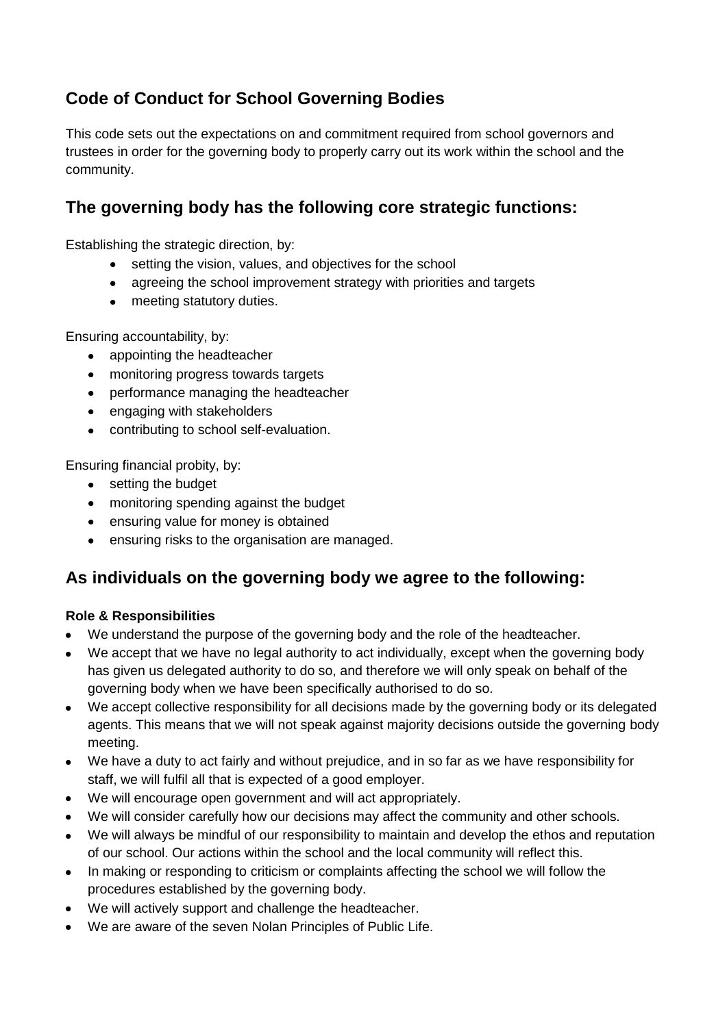# Code of Conduct for School Governing Bodies

This code sets out the expectations on and commitment required from school governors and trustees in order for the governing body to properly carry out its work within the school and the community.

## The governing body has the following core strategic functions:

Establishing the strategic direction, by:

- setting the vision, values, and objectives for the school
- agreeing the school improvement strategy with priorities and targets
- meeting statutory duties.

Ensuring accountability, by:

- appointing the headteacher
- monitoring progress towards targets
- performance managing the headteacher
- engaging with stakeholders
- contributing to school self-evaluation.

Ensuring financial probity, by:

- setting the budget
- monitoring spending against the budget
- ensuring value for money is obtained
- ensuring risks to the organisation are managed.

## As individuals on the governing body we agree to the following:

### Role & Responsibilities

- We understand the purpose of the governing body and the role of the headteacher.
- We accept that we have no legal authority to act individually, except when the governing body has given us delegated authority to do so, and therefore we will only speak on behalf of the governing body when we have been specifically authorised to do so.
- We accept collective responsibility for all decisions made by the governing body or its delegated agents. This means that we will not speak against majority decisions outside the governing body meeting.
- We have a duty to act fairly and without prejudice, and in so far as we have responsibility for staff, we will fulfil all that is expected of a good employer.
- We will encourage open government and will act appropriately.
- We will consider carefully how our decisions may affect the community and other schools.
- We will always be mindful of our responsibility to maintain and develop the ethos and reputation of our school. Our actions within the school and the local community will reflect this.
- In making or responding to criticism or complaints affecting the school we will follow the procedures established by the governing body.
- We will actively support and challenge the headteacher.
- We are aware of the seven Nolan Principles of Public Life.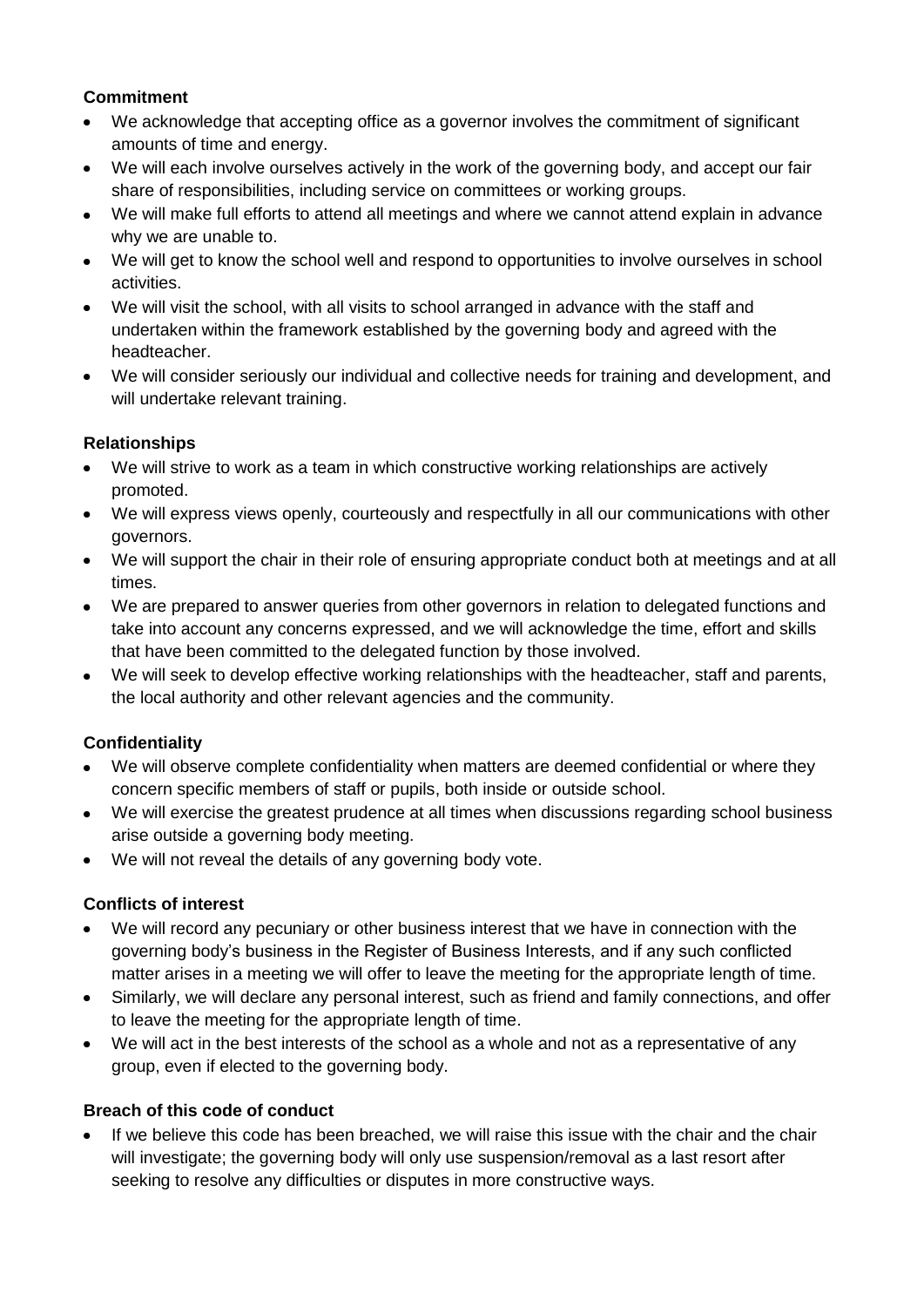**Commitment**

- We acknowledge that accepting office as a governor involves the commitment of significant amounts of time and energy.
- We will each involve ourselves actively in the work of the governing body, and accept our fair share of responsibilities, including service on committees or working groups.
- We will make full efforts to attend all meetings and where we cannot attend explain in advance why we are unable to.
- We will get to know the school well and respond to opportunities to involve ourselves in school activities.
- We will visit the school, with all visits to school arranged in advance with the staff and undertaken within the framework established by the governing body and agreed with the headteacher.
- We will consider seriously our individual and collective needs for training and development, and will undertake relevant training.

**Relationships**

- We will strive to work as a team in which constructive working relationships are actively promoted.
- We will express views openly, courteously and respectfully in all our communications with other governors.
- We will support the chair in their role of ensuring appropriate conduct both at meetings and at all times.
- We are prepared to answer queries from other governors in relation to delegated functions and take into account any concerns expressed, and we will acknowledge the time, effort and skills that have been committed to the delegated function by those involved.
- We will seek to develop effective working relationships with the headteacher, staff and parents, the local authority and other relevant agencies and the community.

**Confidentiality**

- We will observe complete confidentiality when matters are deemed confidential or where they concern specific members of staff or pupils, both inside or outside school.
- We will exercise the greatest prudence at all times when discussions regarding school business arise outside a governing body meeting.
- We will not reveal the details of any governing body vote.

**Conflicts of interest**

- We will record any pecuniary or other business interest that we have in connection with the governing body's business in the Register of Business Interests, and if any such conflicted matter arises in a meeting we will offer to leave the meeting for the appropriate length of time.
- Similarly, we will declare any personal interest, such as friend and family connections, and offer to leave the meeting for the appropriate length of time.
- We will act in the best interests of the school as a whole and not as a representative of any group, even if elected to the governing body.

**Breach of this code of conduct**

- If we believe this code has been breached, we will raise this issue with the chair and the chair will investigate; the governing body will only use suspension/removal as a last resort after seeking to resolve any difficulties or disputes in more constructive ways.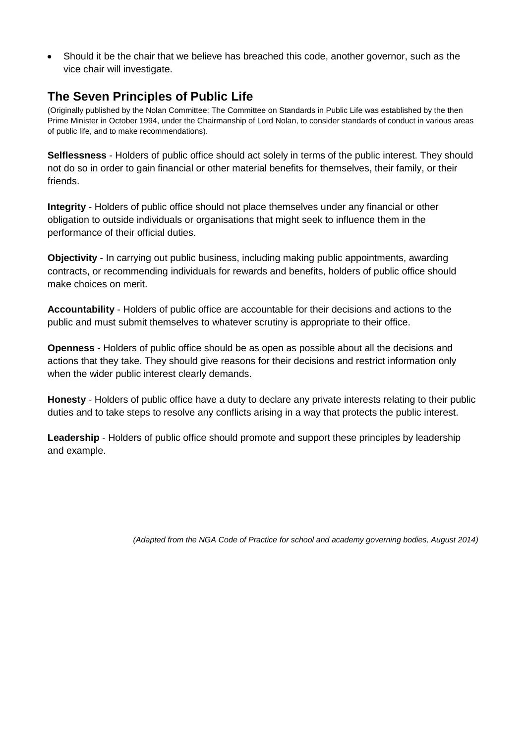- Should it be the chair that we believe has breached this code, another governor, such as the vice chair will investigate.

## The Seven Principles of Public Life

(Originally published by the Nolan Committee: The Committee on Standards in Public Life was established by the then Prime Minister in October 1994, under the Chairmanship of Lord Nolan, to consider standards of conduct in various areas of public life, and to make recommendations).

**Selflessness** - Holders of public office should act solely in terms of the public interest. They should not do so in order to gain financial or other material benefits for themselves, their family, or their friends.

**Integrity** - Holders of public office should not place themselves under any financial or other obligation to outside individuals or organisations that might seek to influence them in the performance of their official duties.

**Objectivity** - In carrying out public business, including making public appointments, awarding contracts, or recommending individuals for rewards and benefits, holders of public office should make choices on merit.

**Accountability** - Holders of public office are accountable for their decisions and actions to the public and must submit themselves to whatever scrutiny is appropriate to their office.

**Openness** - Holders of public office should be as open as possible about all the decisions and actions that they take. They should give reasons for their decisions and restrict information only when the wider public interest clearly demands.

**Honesty** - Holders of public office have a duty to declare any private interests relating to their public duties and to take steps to resolve any conflicts arising in a way that protects the public interest.

**Leadership** - Holders of public office should promote and support these principles by leadership and example.

*(Adapted from the NGA Code of Practice for school and academy governing bodies, August 2014)*